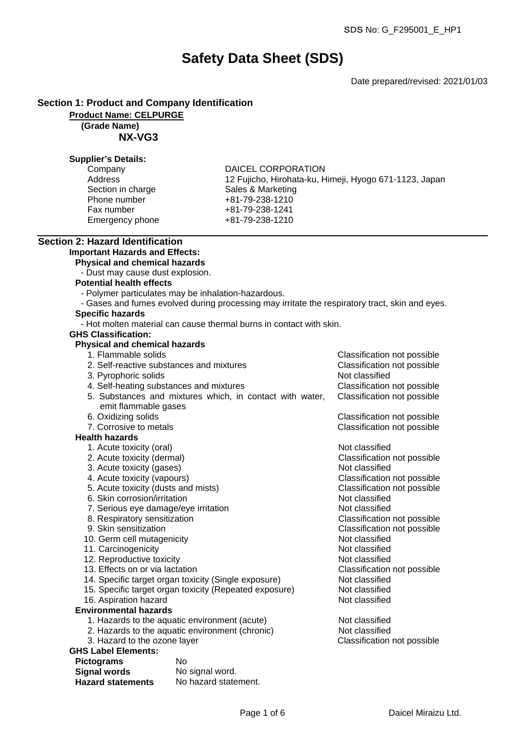SDS No: G_F295001_E_HP1

# Safety Data Sheet (SDS)

Date prepared/revised: 2021/01/03

## Section 1: Product and Company Identification

**Product Name: CELPURGE**

**(Grade Name)**

**NX-VG3**

**Supplier's Details:**

| | |
|---|---|
| Company | DAICEL CORPORATION |
| Address | 12 Fujicho, Hirohata-ku, Himeji, Hyogo 671-1123, Japan |
| Section in charge | Sales & Marketing |
| Phone number | +81-79-238-1210 |
| Fax number | +81-79-238-1241 |
| Emergency phone | +81-79-238-1210 |

## Section 2: Hazard Identification

**Important Hazards and Effects:**

**Physical and chemical hazards**

- Dust may cause dust explosion.

**Potential health effects**

- Polymer particulates may be inhalation-hazardous.
- Gases and fumes evolved during processing may irritate the respiratory tract, skin and eyes.

**Specific hazards**

- Hot molten material can cause thermal burns in contact with skin.

**GHS Classification:**

**Physical and chemical hazards**

| | |
|---|---|
| 1. Flammable solids | Classification not possible |
| 2. Self-reactive substances and mixtures | Classification not possible |
| 3. Pyrophoric solids | Not classified |
| 4. Self-heating substances and mixtures | Classification not possible |
| 5. Substances and mixtures which, in contact with water, emit flammable gases | Classification not possible |
| 6. Oxidizing solids | Classification not possible |
| 7. Corrosive to metals | Classification not possible |

**Health hazards**

| | |
|---|---|
| 1. Acute toxicity (oral) | Not classified |
| 2. Acute toxicity (dermal) | Classification not possible |
| 3. Acute toxicity (gases) | Not classified |
| 4. Acute toxicity (vapours) | Classification not possible |
| 5. Acute toxicity (dusts and mists) | Classification not possible |
| 6. Skin corrosion/irritation | Not classified |
| 7. Serious eye damage/eye irritation | Not classified |
| 8. Respiratory sensitization | Classification not possible |
| 9. Skin sensitization | Classification not possible |
| 10. Germ cell mutagenicity | Not classified |
| 11. Carcinogenicity | Not classified |
| 12. Reproductive toxicity | Not classified |
| 13. Effects on or via lactation | Classification not possible |
| 14. Specific target organ toxicity (Single exposure) | Not classified |
| 15. Specific target organ toxicity (Repeated exposure) | Not classified |
| 16. Aspiration hazard | Not classified |

**Environmental hazards**

| | |
|---|---|
| 1. Hazards to the aquatic environment (acute) | Not classified |
| 2. Hazards to the aquatic environment (chronic) | Not classified |
| 3. Hazard to the ozone layer | Classification not possible |

**GHS Label Elements:**

| | |
|---|---|
| **Pictograms** | No |
| **Signal words** | No signal word. |
| **Hazard statements** | No hazard statement. |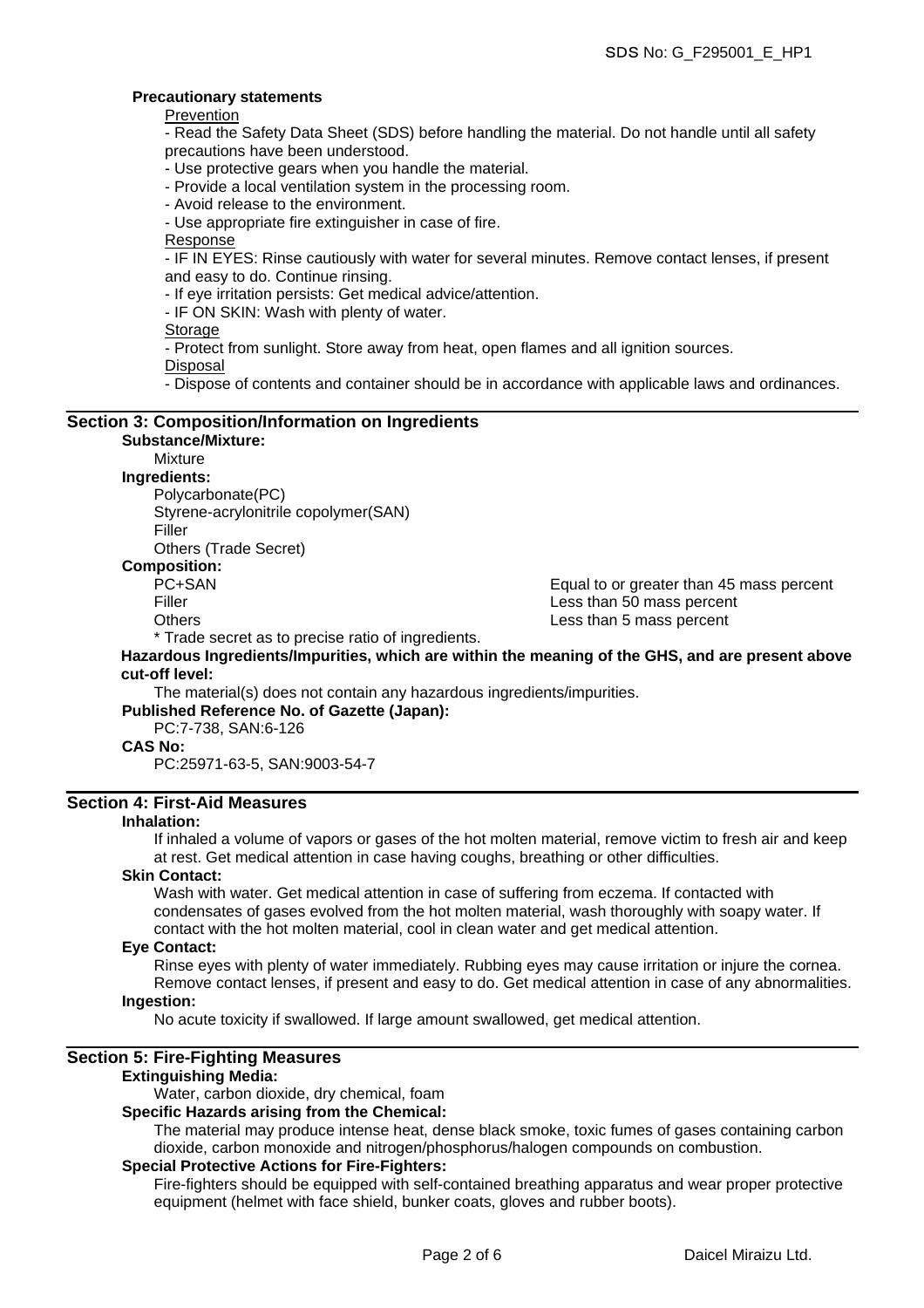**Precautionary statements**

Prevention

- Read the Safety Data Sheet (SDS) before handling the material. Do not handle until all safety precautions have been understood.
- Use protective gears when you handle the material.
- Provide a local ventilation system in the processing room.
- Avoid release to the environment.
- Use appropriate fire extinguisher in case of fire.

Response

- IF IN EYES: Rinse cautiously with water for several minutes. Remove contact lenses, if present and easy to do. Continue rinsing.
- If eye irritation persists: Get medical advice/attention.
- IF ON SKIN: Wash with plenty of water.

Storage

- Protect from sunlight. Store away from heat, open flames and all ignition sources.

Disposal

- Dispose of contents and container should be in accordance with applicable laws and ordinances.

## Section 3: Composition/Information on Ingredients

**Substance/Mixture:**

Mixture

**Ingredients:**

Polycarbonate(PC)
Styrene-acrylonitrile copolymer(SAN)
Filler
Others (Trade Secret)

**Composition:**

| | |
|---|---|
| PC+SAN | Equal to or greater than 45 mass percent |
| Filler | Less than 50 mass percent |
| Others | Less than 5 mass percent |

* Trade secret as to precise ratio of ingredients.

**Hazardous Ingredients/Impurities, which are within the meaning of the GHS, and are present above cut-off level:**

The material(s) does not contain any hazardous ingredients/impurities.

**Published Reference No. of Gazette (Japan):**

PC:7-738, SAN:6-126

**CAS No:**

PC:25971-63-5, SAN:9003-54-7

## Section 4: First-Aid Measures

**Inhalation:**

If inhaled a volume of vapors or gases of the hot molten material, remove victim to fresh air and keep at rest. Get medical attention in case having coughs, breathing or other difficulties.

**Skin Contact:**

Wash with water. Get medical attention in case of suffering from eczema. If contacted with condensates of gases evolved from the hot molten material, wash thoroughly with soapy water. If contact with the hot molten material, cool in clean water and get medical attention.

**Eye Contact:**

Rinse eyes with plenty of water immediately. Rubbing eyes may cause irritation or injure the cornea. Remove contact lenses, if present and easy to do. Get medical attention in case of any abnormalities.

**Ingestion:**

No acute toxicity if swallowed. If large amount swallowed, get medical attention.

## Section 5: Fire-Fighting Measures

**Extinguishing Media:**

Water, carbon dioxide, dry chemical, foam

**Specific Hazards arising from the Chemical:**

The material may produce intense heat, dense black smoke, toxic fumes of gases containing carbon dioxide, carbon monoxide and nitrogen/phosphorus/halogen compounds on combustion.

**Special Protective Actions for Fire-Fighters:**

Fire-fighters should be equipped with self-contained breathing apparatus and wear proper protective equipment (helmet with face shield, bunker coats, gloves and rubber boots).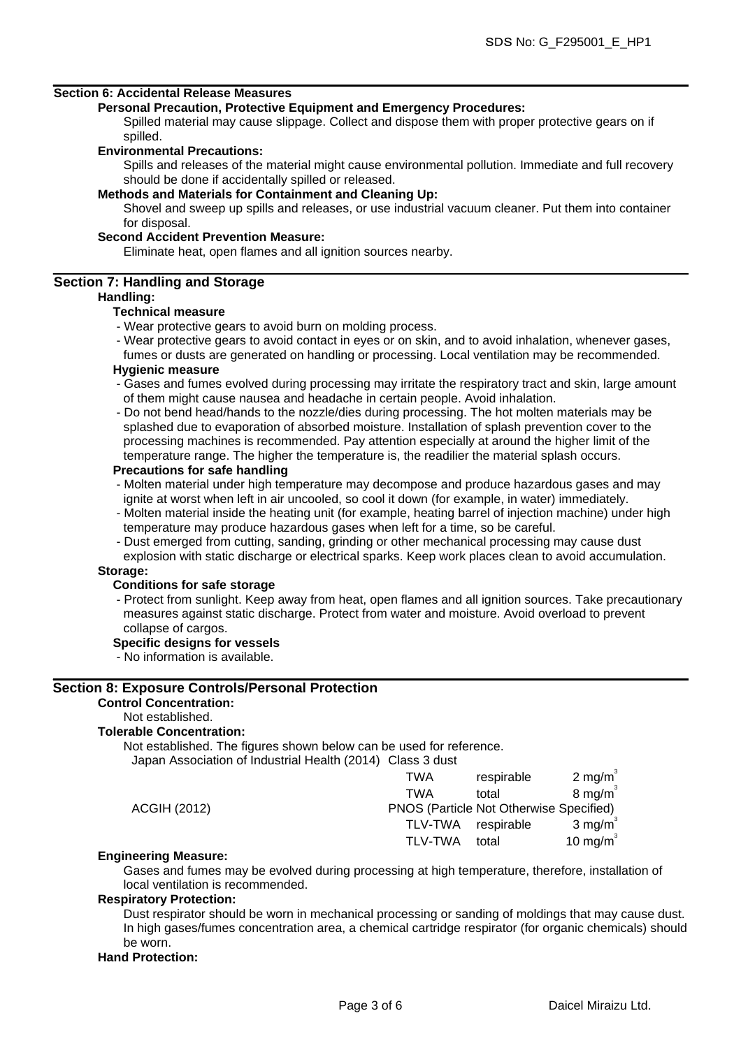## Section 6: Accidental Release Measures

**Personal Precaution, Protective Equipment and Emergency Procedures:**

Spilled material may cause slippage. Collect and dispose them with proper protective gears on if spilled.

**Environmental Precautions:**

Spills and releases of the material might cause environmental pollution. Immediate and full recovery should be done if accidentally spilled or released.

**Methods and Materials for Containment and Cleaning Up:**

Shovel and sweep up spills and releases, or use industrial vacuum cleaner. Put them into container for disposal.

**Second Accident Prevention Measure:**

Eliminate heat, open flames and all ignition sources nearby.

## Section 7: Handling and Storage

**Handling:**

**Technical measure**

- Wear protective gears to avoid burn on molding process.
- Wear protective gears to avoid contact in eyes or on skin, and to avoid inhalation, whenever gases, fumes or dusts are generated on handling or processing. Local ventilation may be recommended.

**Hygienic measure**

- Gases and fumes evolved during processing may irritate the respiratory tract and skin, large amount of them might cause nausea and headache in certain people. Avoid inhalation.
- Do not bend head/hands to the nozzle/dies during processing. The hot molten materials may be splashed due to evaporation of absorbed moisture. Installation of splash prevention cover to the processing machines is recommended. Pay attention especially at around the higher limit of the temperature range. The higher the temperature is, the readilier the material splash occurs.

**Precautions for safe handling**

- Molten material under high temperature may decompose and produce hazardous gases and may ignite at worst when left in air uncooled, so cool it down (for example, in water) immediately.
- Molten material inside the heating unit (for example, heating barrel of injection machine) under high temperature may produce hazardous gases when left for a time, so be careful.
- Dust emerged from cutting, sanding, grinding or other mechanical processing may cause dust explosion with static discharge or electrical sparks. Keep work places clean to avoid accumulation.

**Storage:**

**Conditions for safe storage**

- Protect from sunlight. Keep away from heat, open flames and all ignition sources. Take precautionary measures against static discharge. Protect from water and moisture. Avoid overload to prevent collapse of cargos.

**Specific designs for vessels**

- No information is available.

## Section 8: Exposure Controls/Personal Protection

**Control Concentration:**

Not established.

**Tolerable Concentration:**

Not established. The figures shown below can be used for reference.

| Source | | | |
|---|---|---|---|
| Japan Association of Industrial Health (2014) Class 3 dust | | | |
| | TWA | respirable | 2 mg/m$^3$ |
| | TWA | total | 8 mg/m$^3$ |
| ACGIH (2012) | PNOS (Particle Not Otherwise Specified) | | |
| | TLV-TWA | respirable | 3 mg/m$^3$ |
| | TLV-TWA | total | 10 mg/m$^3$ |

**Engineering Measure:**

Gases and fumes may be evolved during processing at high temperature, therefore, installation of local ventilation is recommended.

**Respiratory Protection:**

Dust respirator should be worn in mechanical processing or sanding of moldings that may cause dust. In high gases/fumes concentration area, a chemical cartridge respirator (for organic chemicals) should be worn.

**Hand Protection:**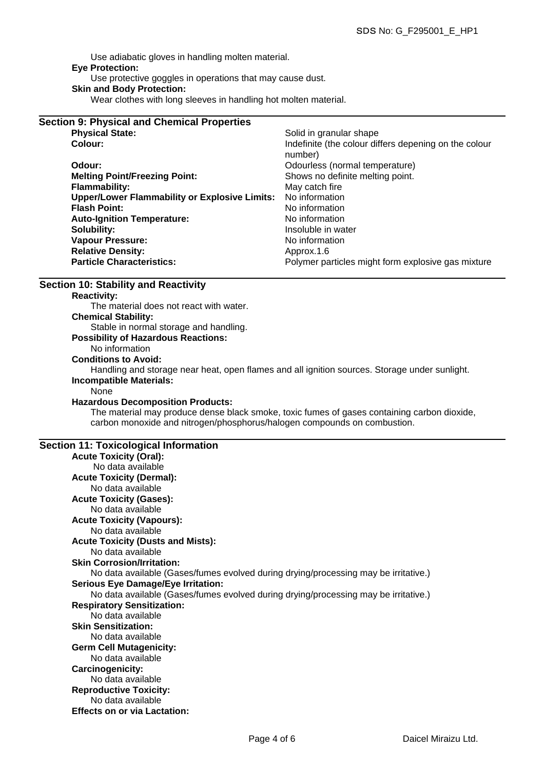Use adiabatic gloves in handling molten material.

**Eye Protection:**

Use protective goggles in operations that may cause dust.

**Skin and Body Protection:**

Wear clothes with long sleeves in handling hot molten material.

## Section 9: Physical and Chemical Properties

| | |
|---|---|
| **Physical State:** | Solid in granular shape |
| **Colour:** | Indefinite (the colour differs depening on the colour number) |
| **Odour:** | Odourless (normal temperature) |
| **Melting Point/Freezing Point:** | Shows no definite melting point. |
| **Flammability:** | May catch fire |
| **Upper/Lower Flammability or Explosive Limits:** | No information |
| **Flash Point:** | No information |
| **Auto-Ignition Temperature:** | No information |
| **Solubility:** | Insoluble in water |
| **Vapour Pressure:** | No information |
| **Relative Density:** | Approx.1.6 |
| **Particle Characteristics:** | Polymer particles might form explosive gas mixture |

## Section 10: Stability and Reactivity

**Reactivity:**

The material does not react with water.

**Chemical Stability:**

Stable in normal storage and handling.

**Possibility of Hazardous Reactions:**

No information

**Conditions to Avoid:**

Handling and storage near heat, open flames and all ignition sources. Storage under sunlight.

**Incompatible Materials:**

None

**Hazardous Decomposition Products:**

The material may produce dense black smoke, toxic fumes of gases containing carbon dioxide, carbon monoxide and nitrogen/phosphorus/halogen compounds on combustion.

## Section 11: Toxicological Information

**Acute Toxicity (Oral):**

No data available

**Acute Toxicity (Dermal):**

No data available

**Acute Toxicity (Gases):**

No data available

**Acute Toxicity (Vapours):**

No data available

**Acute Toxicity (Dusts and Mists):**

No data available

**Skin Corrosion/Irritation:**

No data available (Gases/fumes evolved during drying/processing may be irritative.)

**Serious Eye Damage/Eye Irritation:**

No data available (Gases/fumes evolved during drying/processing may be irritative.)

**Respiratory Sensitization:**

No data available

**Skin Sensitization:**

No data available

**Germ Cell Mutagenicity:**

No data available

**Carcinogenicity:**

No data available

**Reproductive Toxicity:**

No data available

**Effects on or via Lactation:**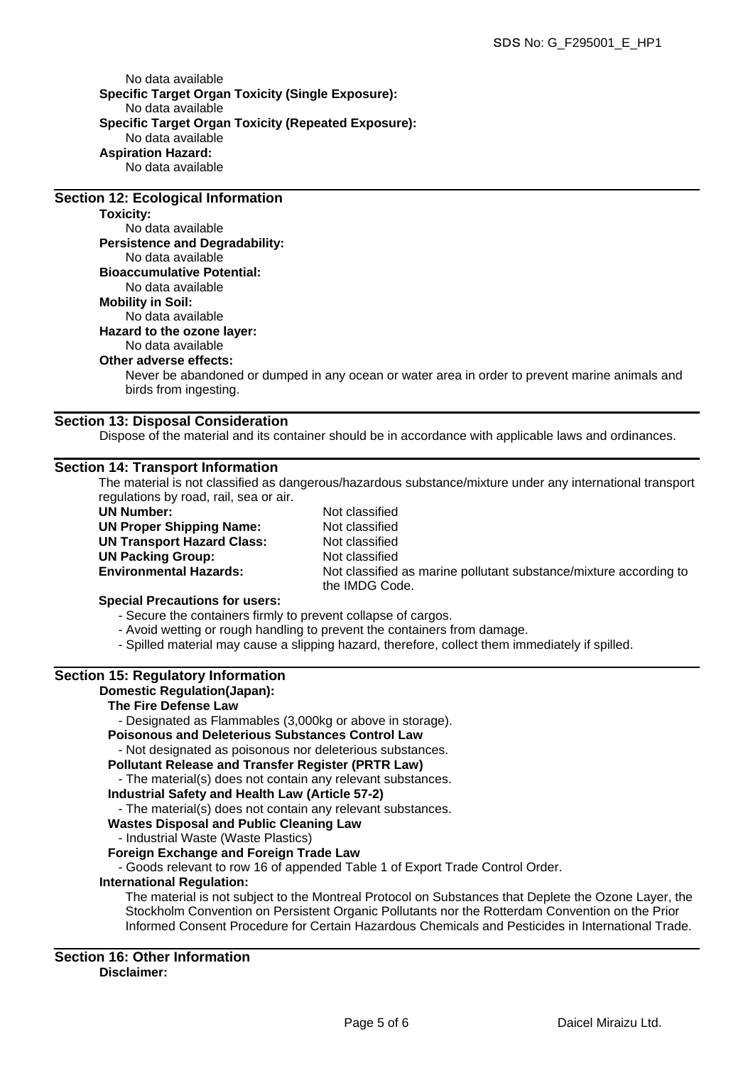No data available

**Specific Target Organ Toxicity (Single Exposure):**
No data available

**Specific Target Organ Toxicity (Repeated Exposure):**
No data available

**Aspiration Hazard:**
No data available

## Section 12: Ecological Information

**Toxicity:**
No data available

**Persistence and Degradability:**
No data available

**Bioaccumulative Potential:**
No data available

**Mobility in Soil:**
No data available

**Hazard to the ozone layer:**
No data available

**Other adverse effects:**
Never be abandoned or dumped in any ocean or water area in order to prevent marine animals and birds from ingesting.

## Section 13: Disposal Consideration

Dispose of the material and its container should be in accordance with applicable laws and ordinances.

## Section 14: Transport Information

The material is not classified as dangerous/hazardous substance/mixture under any international transport regulations by road, rail, sea or air.

| | |
|---|---|
| **UN Number:** | Not classified |
| **UN Proper Shipping Name:** | Not classified |
| **UN Transport Hazard Class:** | Not classified |
| **UN Packing Group:** | Not classified |
| **Environmental Hazards:** | Not classified as marine pollutant substance/mixture according to the IMDG Code. |

**Special Precautions for users:**

- Secure the containers firmly to prevent collapse of cargos.
- Avoid wetting or rough handling to prevent the containers from damage.
- Spilled material may cause a slipping hazard, therefore, collect them immediately if spilled.

## Section 15: Regulatory Information

**Domestic Regulation(Japan):**

**The Fire Defense Law**
- Designated as Flammables (3,000kg or above in storage).

**Poisonous and Deleterious Substances Control Law**
- Not designated as poisonous nor deleterious substances.

**Pollutant Release and Transfer Register (PRTR Law)**
- The material(s) does not contain any relevant substances.

**Industrial Safety and Health Law (Article 57-2)**
- The material(s) does not contain any relevant substances.

**Wastes Disposal and Public Cleaning Law**
- Industrial Waste (Waste Plastics)

**Foreign Exchange and Foreign Trade Law**
- Goods relevant to row 16 of appended Table 1 of Export Trade Control Order.

**International Regulation:**
The material is not subject to the Montreal Protocol on Substances that Deplete the Ozone Layer, the Stockholm Convention on Persistent Organic Pollutants nor the Rotterdam Convention on the Prior Informed Consent Procedure for Certain Hazardous Chemicals and Pesticides in International Trade.

## Section 16: Other Information

**Disclaimer:**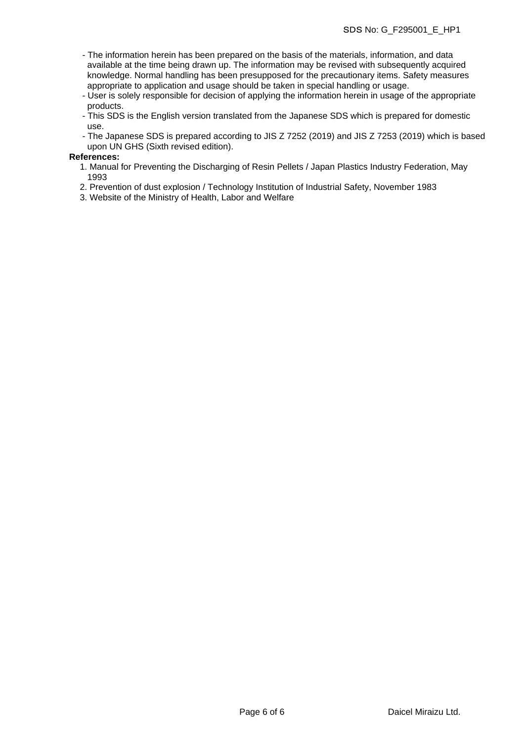- The information herein has been prepared on the basis of the materials, information, and data available at the time being drawn up. The information may be revised with subsequently acquired knowledge. Normal handling has been presupposed for the precautionary items. Safety measures appropriate to application and usage should be taken in special handling or usage.
- User is solely responsible for decision of applying the information herein in usage of the appropriate products.
- This SDS is the English version translated from the Japanese SDS which is prepared for domestic use.
- The Japanese SDS is prepared according to JIS Z 7252 (2019) and JIS Z 7253 (2019) which is based upon UN GHS (Sixth revised edition).

**References:**

1. Manual for Preventing the Discharging of Resin Pellets / Japan Plastics Industry Federation, May 1993
2. Prevention of dust explosion / Technology Institution of Industrial Safety, November 1983
3. Website of the Ministry of Health, Labor and Welfare